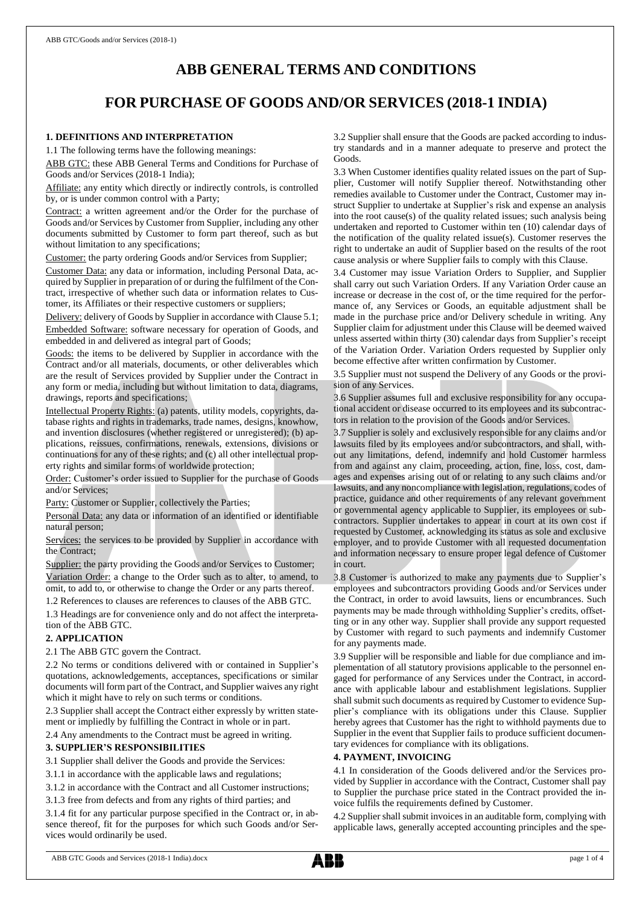# ABB GENERAL TERMS AND CONDITIONS

# FOR PURCHASE OF GOODS AND/OR SERVICES (2018-1 INDIA)

## 1. DEFINITIONS AND INTERPRETATION

1.1 The following terms have the following meanings:

ABB GTC: these ABB General Terms and Conditions for Purchase of Goods and/or Services (2018-1 India);

Affiliate: any entity which directly or indirectly controls, is controlled by, or is under common control with a Party;

Contract: a written agreement and/or the Order for the purchase of Goods and/or Services by Customer from Supplier, including any other documents submitted by Customer to form part thereof, such as but without limitation to any specifications;

Customer: the party ordering Goods and/or Services from Supplier;

Customer Data: any data or information, including Personal Data, acquired by Supplier in preparation of or during the fulfilment of the Contract, irrespective of whether such data or information relates to Customer, its Affiliates or their respective customers or suppliers;

Delivery: delivery of Goods by Supplier in accordance with Clause 5.1;

Embedded Software: software necessary for operation of Goods, and embedded in and delivered as integral part of Goods;

Goods: the items to be delivered by Supplier in accordance with the Contract and/or all materials, documents, or other deliverables which are the result of Services provided by Supplier under the Contract in any form or media, including but without limitation to data, diagrams, drawings, reports and specifications;

Intellectual Property Rights: (a) patents, utility models, copyrights, database rights and rights in trademarks, trade names, designs, knowhow, and invention disclosures (whether registered or unregistered); (b) applications, reissues, confirmations, renewals, extensions, divisions or continuations for any of these rights; and (c) all other intellectual property rights and similar forms of worldwide protection;

Order: Customer's order issued to Supplier for the purchase of Goods and/or Services;

Party: Customer or Supplier, collectively the Parties;

Personal Data: any data or information of an identified or identifiable natural person;

Services: the services to be provided by Supplier in accordance with the Contract;

Supplier: the party providing the Goods and/or Services to Customer;

Variation Order: a change to the Order such as to alter, to amend, to omit, to add to, or otherwise to change the Order or any parts thereof.

1.2 References to clauses are references to clauses of the ABB GTC.

1.3 Headings are for convenience only and do not affect the interpretation of the ABB GTC.

## 2. APPLICATION

2.1 The ABB GTC govern the Contract.

2.2 No terms or conditions delivered with or contained in Supplier's quotations, acknowledgements, acceptances, specifications or similar documents will form part of the Contract, and Supplier waives any right which it might have to rely on such terms or conditions.

2.3 Supplier shall accept the Contract either expressly by written statement or impliedly by fulfilling the Contract in whole or in part.

2.4 Any amendments to the Contract must be agreed in writing.

## 3. SUPPLIER'S RESPONSIBILITIES

3.1 Supplier shall deliver the Goods and provide the Services:

3.1.1 in accordance with the applicable laws and regulations;

3.1.2 in accordance with the Contract and all Customer instructions;

3.1.3 free from defects and from any rights of third parties; and

3.1.4 fit for any particular purpose specified in the Contract or, in absence thereof, fit for the purposes for which such Goods and/or Services would ordinarily be used.

3.2 Supplier shall ensure that the Goods are packed according to industry standards and in a manner adequate to preserve and protect the Goods.

3.3 When Customer identifies quality related issues on the part of Supplier, Customer will notify Supplier thereof. Notwithstanding other remedies available to Customer under the Contract, Customer may instruct Supplier to undertake at Supplier's risk and expense an analysis into the root cause(s) of the quality related issues; such analysis being undertaken and reported to Customer within ten (10) calendar days of the notification of the quality related issue(s). Customer reserves the right to undertake an audit of Supplier based on the results of the root cause analysis or where Supplier fails to comply with this Clause.

3.4 Customer may issue Variation Orders to Supplier, and Supplier shall carry out such Variation Orders. If any Variation Order cause an increase or decrease in the cost of, or the time required for the performance of, any Services or Goods, an equitable adjustment shall be made in the purchase price and/or Delivery schedule in writing. Any Supplier claim for adjustment under this Clause will be deemed waived unless asserted within thirty (30) calendar days from Supplier's receipt of the Variation Order. Variation Orders requested by Supplier only become effective after written confirmation by Customer.

3.5 Supplier must not suspend the Delivery of any Goods or the provision of any Services.

3.6 Supplier assumes full and exclusive responsibility for any occupational accident or disease occurred to its employees and its subcontractors in relation to the provision of the Goods and/or Services.

3.7 Supplier is solely and exclusively responsible for any claims and/or lawsuits filed by its employees and/or subcontractors, and shall, without any limitations, defend, indemnify and hold Customer harmless from and against any claim, proceeding, action, fine, loss, cost, damages and expenses arising out of or relating to any such claims and/or lawsuits, and any noncompliance with legislation, regulations, codes of practice, guidance and other requirements of any relevant government or governmental agency applicable to Supplier, its employees or subcontractors. Supplier undertakes to appear in court at its own cost if requested by Customer, acknowledging its status as sole and exclusive employer, and to provide Customer with all requested documentation and information necessary to ensure proper legal defence of Customer in court.

3.8 Customer is authorized to make any payments due to Supplier's employees and subcontractors providing Goods and/or Services under the Contract, in order to avoid lawsuits, liens or encumbrances. Such payments may be made through withholding Supplier's credits, offsetting or in any other way. Supplier shall provide any support requested by Customer with regard to such payments and indemnify Customer for any payments made.

3.9 Supplier will be responsible and liable for due compliance and implementation of all statutory provisions applicable to the personnel engaged for performance of any Services under the Contract, in accordance with applicable labour and establishment legislations. Supplier shall submit such documents as required by Customer to evidence Supplier's compliance with its obligations under this Clause. Supplier hereby agrees that Customer has the right to withhold payments due to Supplier in the event that Supplier fails to produce sufficient documentary evidences for compliance with its obligations.

## 4. PAYMENT, INVOICING

4.1 In consideration of the Goods delivered and/or the Services provided by Supplier in accordance with the Contract, Customer shall pay to Supplier the purchase price stated in the Contract provided the invoice fulfils the requirements defined by Customer.

4.2 Supplier shall submit invoices in an auditable form, complying with applicable laws, generally accepted accounting principles and the spe-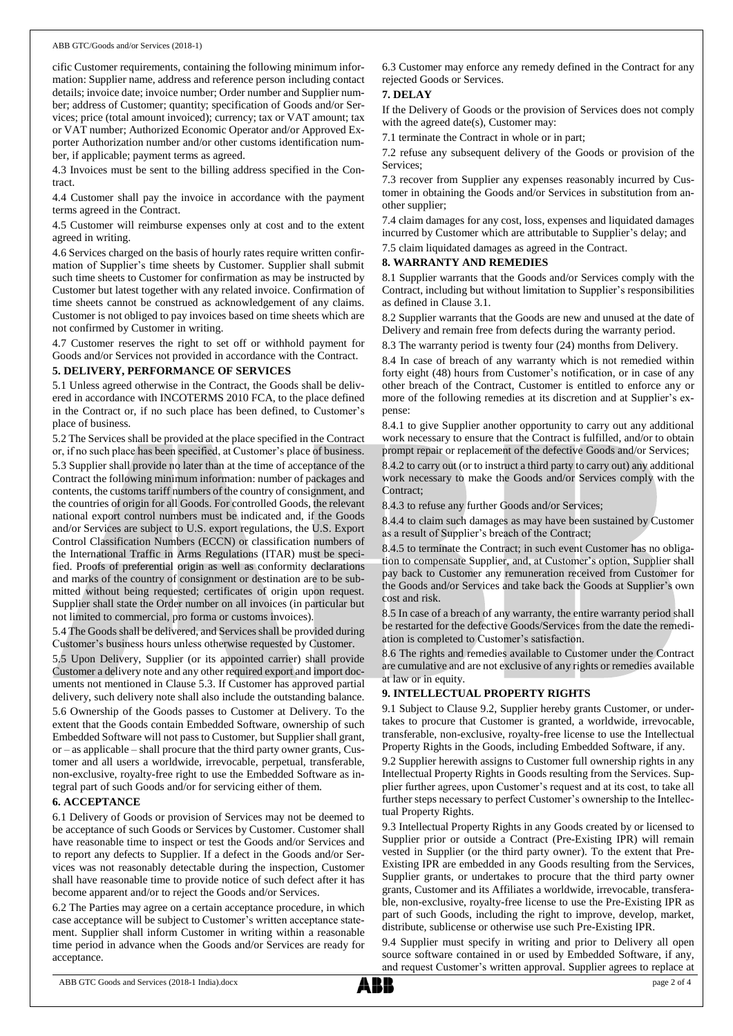cific Customer requirements, containing the following minimum information: Supplier name, address and reference person including contact details; invoice date; invoice number; Order number and Supplier number; address of Customer; quantity; specification of Goods and/or Services; price (total amount invoiced); currency; tax or VAT amount; tax or VAT number; Authorized Economic Operator and/or Approved Exporter Authorization number and/or other customs identification number, if applicable; payment terms as agreed.

4.3 Invoices must be sent to the billing address specified in the Contract.

4.4 Customer shall pay the invoice in accordance with the payment terms agreed in the Contract.

4.5 Customer will reimburse expenses only at cost and to the extent agreed in writing.

4.6 Services charged on the basis of hourly rates require written confirmation of Supplier's time sheets by Customer. Supplier shall submit such time sheets to Customer for confirmation as may be instructed by Customer but latest together with any related invoice. Confirmation of time sheets cannot be construed as acknowledgement of any claims. Customer is not obliged to pay invoices based on time sheets which are not confirmed by Customer in writing.

4.7 Customer reserves the right to set off or withhold payment for Goods and/or Services not provided in accordance with the Contract.

## 5. DELIVERY, PERFORMANCE OF SERVICES

5.1 Unless agreed otherwise in the Contract, the Goods shall be delivered in accordance with INCOTERMS 2010 FCA, to the place defined in the Contract or, if no such place has been defined, to Customer's place of business.

5.2 The Services shall be provided at the place specified in the Contract or, if no such place has been specified, at Customer's place of business.

5.3 Supplier shall provide no later than at the time of acceptance of the Contract the following minimum information: number of packages and contents, the customs tariff numbers of the country of consignment, and the countries of origin for all Goods. For controlled Goods, the relevant national export control numbers must be indicated and, if the Goods and/or Services are subject to U.S. export regulations, the U.S. Export Control Classification Numbers (ECCN) or classification numbers of the International Traffic in Arms Regulations (ITAR) must be specified. Proofs of preferential origin as well as conformity declarations and marks of the country of consignment or destination are to be submitted without being requested; certificates of origin upon request. Supplier shall state the Order number on all invoices (in particular but not limited to commercial, pro forma or customs invoices).

5.4 The Goods shall be delivered, and Services shall be provided during Customer's business hours unless otherwise requested by Customer.

5.5 Upon Delivery, Supplier (or its appointed carrier) shall provide Customer a delivery note and any other required export and import documents not mentioned in Clause 5.3. If Customer has approved partial delivery, such delivery note shall also include the outstanding balance.

5.6 Ownership of the Goods passes to Customer at Delivery. To the extent that the Goods contain Embedded Software, ownership of such Embedded Software will not pass to Customer, but Supplier shall grant, or – as applicable – shall procure that the third party owner grants, Customer and all users a worldwide, irrevocable, perpetual, transferable, non-exclusive, royalty-free right to use the Embedded Software as integral part of such Goods and/or for servicing either of them.

## 6. ACCEPTANCE

6.1 Delivery of Goods or provision of Services may not be deemed to be acceptance of such Goods or Services by Customer. Customer shall have reasonable time to inspect or test the Goods and/or Services and to report any defects to Supplier. If a defect in the Goods and/or Services was not reasonably detectable during the inspection, Customer shall have reasonable time to provide notice of such defect after it has become apparent and/or to reject the Goods and/or Services.

6.2 The Parties may agree on a certain acceptance procedure, in which case acceptance will be subject to Customer's written acceptance statement. Supplier shall inform Customer in writing within a reasonable time period in advance when the Goods and/or Services are ready for acceptance.

6.3 Customer may enforce any remedy defined in the Contract for any rejected Goods or Services.

## 7. DELAY

If the Delivery of Goods or the provision of Services does not comply with the agreed date(s), Customer may:

7.1 terminate the Contract in whole or in part;

7.2 refuse any subsequent delivery of the Goods or provision of the Services;

7.3 recover from Supplier any expenses reasonably incurred by Customer in obtaining the Goods and/or Services in substitution from another supplier;

7.4 claim damages for any cost, loss, expenses and liquidated damages incurred by Customer which are attributable to Supplier's delay; and

7.5 claim liquidated damages as agreed in the Contract.

## 8. WARRANTY AND REMEDIES

8.1 Supplier warrants that the Goods and/or Services comply with the Contract, including but without limitation to Supplier's responsibilities as defined in Clause 3.1.

8.2 Supplier warrants that the Goods are new and unused at the date of Delivery and remain free from defects during the warranty period.

8.3 The warranty period is twenty four (24) months from Delivery.

8.4 In case of breach of any warranty which is not remedied within forty eight (48) hours from Customer's notification, or in case of any other breach of the Contract, Customer is entitled to enforce any or more of the following remedies at its discretion and at Supplier's expense:

8.4.1 to give Supplier another opportunity to carry out any additional work necessary to ensure that the Contract is fulfilled, and/or to obtain prompt repair or replacement of the defective Goods and/or Services;

8.4.2 to carry out (or to instruct a third party to carry out) any additional work necessary to make the Goods and/or Services comply with the Contract;

8.4.3 to refuse any further Goods and/or Services;

8.4.4 to claim such damages as may have been sustained by Customer as a result of Supplier's breach of the Contract;

8.4.5 to terminate the Contract; in such event Customer has no obligation to compensate Supplier, and, at Customer's option, Supplier shall pay back to Customer any remuneration received from Customer for the Goods and/or Services and take back the Goods at Supplier's own cost and risk.

8.5 In case of a breach of any warranty, the entire warranty period shall be restarted for the defective Goods/Services from the date the remediation is completed to Customer's satisfaction.

8.6 The rights and remedies available to Customer under the Contract are cumulative and are not exclusive of any rights or remedies available at law or in equity.

## 9. INTELLECTUAL PROPERTY RIGHTS

9.1 Subject to Clause 9.2, Supplier hereby grants Customer, or undertakes to procure that Customer is granted, a worldwide, irrevocable, transferable, non-exclusive, royalty-free license to use the Intellectual Property Rights in the Goods, including Embedded Software, if any.

9.2 Supplier herewith assigns to Customer full ownership rights in any Intellectual Property Rights in Goods resulting from the Services. Supplier further agrees, upon Customer's request and at its cost, to take all further steps necessary to perfect Customer's ownership to the Intellectual Property Rights.

9.3 Intellectual Property Rights in any Goods created by or licensed to Supplier prior or outside a Contract (Pre-Existing IPR) will remain vested in Supplier (or the third party owner). To the extent that Pre-Existing IPR are embedded in any Goods resulting from the Services, Supplier grants, or undertakes to procure that the third party owner grants, Customer and its Affiliates a worldwide, irrevocable, transferable, non-exclusive, royalty-free license to use the Pre-Existing IPR as part of such Goods, including the right to improve, develop, market, distribute, sublicense or otherwise use such Pre-Existing IPR.

9.4 Supplier must specify in writing and prior to Delivery all open source software contained in or used by Embedded Software, if any, and request Customer's written approval. Supplier agrees to replace at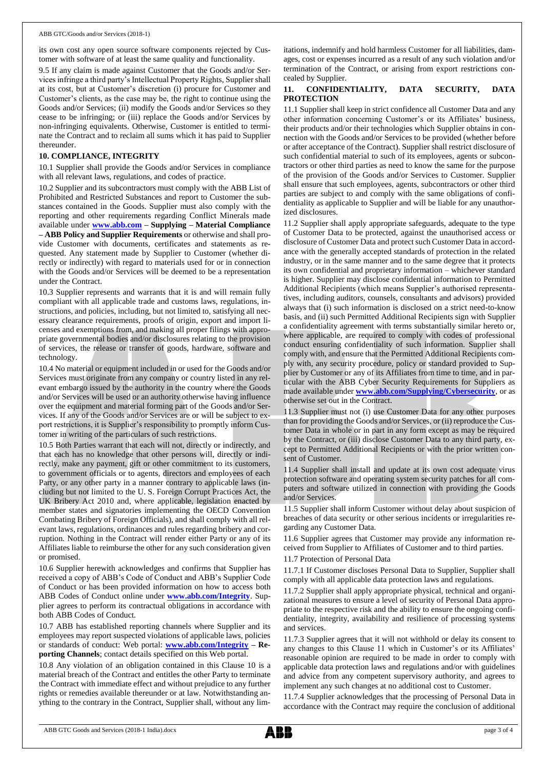its own cost any open source software components rejected by Customer with software of at least the same quality and functionality.

9.5 If any claim is made against Customer that the Goods and/or Services infringe a third party's Intellectual Property Rights, Supplier shall at its cost, but at Customer's discretion (i) procure for Customer and Customer's clients, as the case may be, the right to continue using the Goods and/or Services; (ii) modify the Goods and/or Services so they cease to be infringing; or (iii) replace the Goods and/or Services by non-infringing equivalents. Otherwise, Customer is entitled to terminate the Contract and to reclaim all sums which it has paid to Supplier thereunder.

## 10. COMPLIANCE, INTEGRITY

10.1 Supplier shall provide the Goods and/or Services in compliance with all relevant laws, regulations, and codes of practice.

10.2 Supplier and its subcontractors must comply with the ABB List of Prohibited and Restricted Substances and report to Customer the substances contained in the Goods. Supplier must also comply with the reporting and other requirements regarding Conflict Minerals made available under **www.abb.com – Supplying – Material Compliance – ABB Policy and Supplier Requirements** or otherwise and shall provide Customer with documents, certificates and statements as requested. Any statement made by Supplier to Customer (whether directly or indirectly) with regard to materials used for or in connection with the Goods and/or Services will be deemed to be a representation under the Contract.

10.3 Supplier represents and warrants that it is and will remain fully compliant with all applicable trade and customs laws, regulations, instructions, and policies, including, but not limited to, satisfying all necessary clearance requirements, proofs of origin, export and import licenses and exemptions from, and making all proper filings with appropriate governmental bodies and/or disclosures relating to the provision of services, the release or transfer of goods, hardware, software and technology.

10.4 No material or equipment included in or used for the Goods and/or Services must originate from any company or country listed in any relevant embargo issued by the authority in the country where the Goods and/or Services will be used or an authority otherwise having influence over the equipment and material forming part of the Goods and/or Services. If any of the Goods and/or Services are or will be subject to export restrictions, it is Supplier's responsibility to promptly inform Customer in writing of the particulars of such restrictions.

10.5 Both Parties warrant that each will not, directly or indirectly, and that each has no knowledge that other persons will, directly or indirectly, make any payment, gift or other commitment to its customers, to government officials or to agents, directors and employees of each Party, or any other party in a manner contrary to applicable laws (including but not limited to the U. S. Foreign Corrupt Practices Act, the UK Bribery Act 2010 and, where applicable, legislation enacted by member states and signatories implementing the OECD Convention Combating Bribery of Foreign Officials), and shall comply with all relevant laws, regulations, ordinances and rules regarding bribery and corruption. Nothing in the Contract will render either Party or any of its Affiliates liable to reimburse the other for any such consideration given or promised.

10.6 Supplier herewith acknowledges and confirms that Supplier has received a copy of ABB's Code of Conduct and ABB's Supplier Code of Conduct or has been provided information on how to access both ABB Codes of Conduct online under **www.abb.com/Integrity**. Supplier agrees to perform its contractual obligations in accordance with both ABB Codes of Conduct.

10.7 ABB has established reporting channels where Supplier and its employees may report suspected violations of applicable laws, policies or standards of conduct: Web portal: **www.abb.com/Integrity – Reporting Channels**; contact details specified on this Web portal.

10.8 Any violation of an obligation contained in this Clause 10 is a material breach of the Contract and entitles the other Party to terminate the Contract with immediate effect and without prejudice to any further rights or remedies available thereunder or at law. Notwithstanding anything to the contrary in the Contract, Supplier shall, without any limitations, indemnify and hold harmless Customer for all liabilities, damages, cost or expenses incurred as a result of any such violation and/or termination of the Contract, or arising from export restrictions concealed by Supplier.

## 11. CONFIDENTIALITY, DATA SECURITY, DATA PROTECTION

11.1 Supplier shall keep in strict confidence all Customer Data and any other information concerning Customer's or its Affiliates' business, their products and/or their technologies which Supplier obtains in connection with the Goods and/or Services to be provided (whether before or after acceptance of the Contract). Supplier shall restrict disclosure of such confidential material to such of its employees, agents or subcontractors or other third parties as need to know the same for the purpose of the provision of the Goods and/or Services to Customer. Supplier shall ensure that such employees, agents, subcontractors or other third parties are subject to and comply with the same obligations of confidentiality as applicable to Supplier and will be liable for any unauthorized disclosures.

11.2 Supplier shall apply appropriate safeguards, adequate to the type of Customer Data to be protected, against the unauthorised access or disclosure of Customer Data and protect such Customer Data in accordance with the generally accepted standards of protection in the related industry, or in the same manner and to the same degree that it protects its own confidential and proprietary information – whichever standard is higher. Supplier may disclose confidential information to Permitted Additional Recipients (which means Supplier's authorised representatives, including auditors, counsels, consultants and advisors) provided always that (i) such information is disclosed on a strict need-to-know basis, and (ii) such Permitted Additional Recipients sign with Supplier a confidentiality agreement with terms substantially similar hereto or, where applicable, are required to comply with codes of professional conduct ensuring confidentiality of such information. Supplier shall comply with, and ensure that the Permitted Additional Recipients comply with, any security procedure, policy or standard provided to Supplier by Customer or any of its Affiliates from time to time, and in particular with the ABB Cyber Security Requirements for Suppliers as made available under **www.abb.com/Supplying/Cybersecurity**, or as otherwise set out in the Contract.

11.3 Supplier must not (i) use Customer Data for any other purposes than for providing the Goods and/or Services, or (ii) reproduce the Customer Data in whole or in part in any form except as may be required by the Contract, or (iii) disclose Customer Data to any third party, except to Permitted Additional Recipients or with the prior written consent of Customer.

11.4 Supplier shall install and update at its own cost adequate virus protection software and operating system security patches for all computers and software utilized in connection with providing the Goods and/or Services.

11.5 Supplier shall inform Customer without delay about suspicion of breaches of data security or other serious incidents or irregularities regarding any Customer Data.

11.6 Supplier agrees that Customer may provide any information received from Supplier to Affiliates of Customer and to third parties.

11.7 Protection of Personal Data

11.7.1 If Customer discloses Personal Data to Supplier, Supplier shall comply with all applicable data protection laws and regulations.

11.7.2 Supplier shall apply appropriate physical, technical and organizational measures to ensure a level of security of Personal Data appropriate to the respective risk and the ability to ensure the ongoing confidentiality, integrity, availability and resilience of processing systems and services.

11.7.3 Supplier agrees that it will not withhold or delay its consent to any changes to this Clause 11 which in Customer's or its Affiliates' reasonable opinion are required to be made in order to comply with applicable data protection laws and regulations and/or with guidelines and advice from any competent supervisory authority, and agrees to implement any such changes at no additional cost to Customer.

11.7.4 Supplier acknowledges that the processing of Personal Data in accordance with the Contract may require the conclusion of additional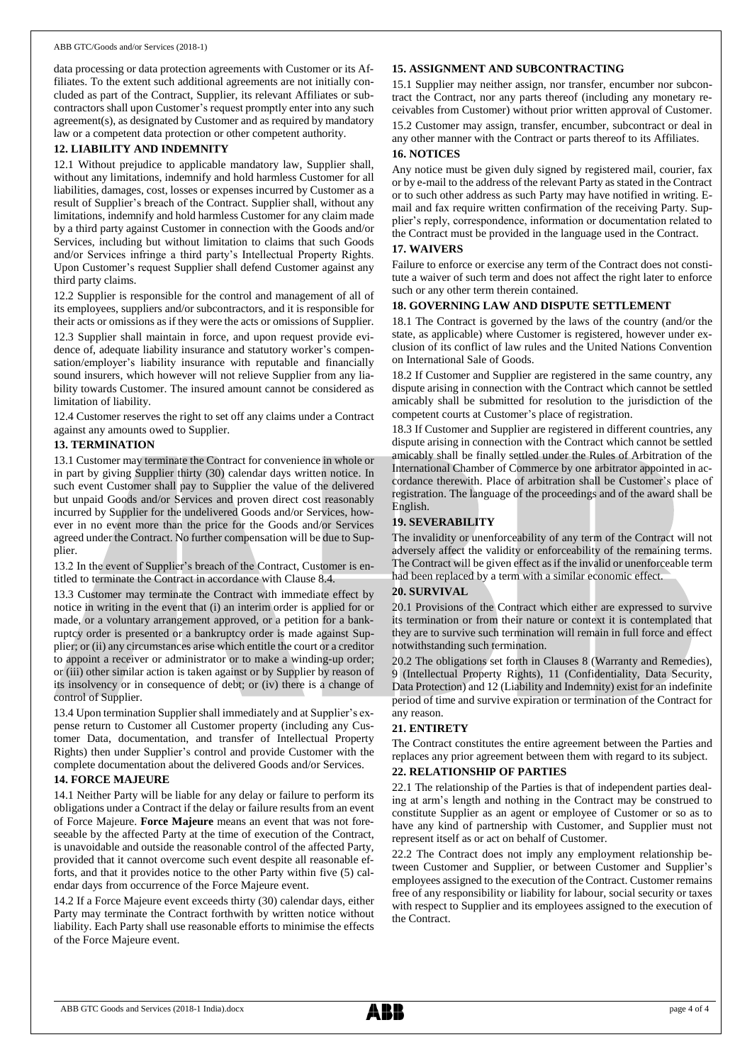data processing or data protection agreements with Customer or its Affiliates. To the extent such additional agreements are not initially concluded as part of the Contract, Supplier, its relevant Affiliates or subcontractors shall upon Customer's request promptly enter into any such agreement(s), as designated by Customer and as required by mandatory law or a competent data protection or other competent authority.

## 12. LIABILITY AND INDEMNITY

12.1 Without prejudice to applicable mandatory law, Supplier shall, without any limitations, indemnify and hold harmless Customer for all liabilities, damages, cost, losses or expenses incurred by Customer as a result of Supplier's breach of the Contract. Supplier shall, without any limitations, indemnify and hold harmless Customer for any claim made by a third party against Customer in connection with the Goods and/or Services, including but without limitation to claims that such Goods and/or Services infringe a third party's Intellectual Property Rights. Upon Customer's request Supplier shall defend Customer against any third party claims.

12.2 Supplier is responsible for the control and management of all of its employees, suppliers and/or subcontractors, and it is responsible for their acts or omissions as if they were the acts or omissions of Supplier.

12.3 Supplier shall maintain in force, and upon request provide evidence of, adequate liability insurance and statutory worker's compensation/employer's liability insurance with reputable and financially sound insurers, which however will not relieve Supplier from any liability towards Customer. The insured amount cannot be considered as limitation of liability.

12.4 Customer reserves the right to set off any claims under a Contract against any amounts owed to Supplier.

## 13. TERMINATION

13.1 Customer may terminate the Contract for convenience in whole or in part by giving Supplier thirty (30) calendar days written notice. In such event Customer shall pay to Supplier the value of the delivered but unpaid Goods and/or Services and proven direct cost reasonably incurred by Supplier for the undelivered Goods and/or Services, however in no event more than the price for the Goods and/or Services agreed under the Contract. No further compensation will be due to Supplier.

13.2 In the event of Supplier's breach of the Contract, Customer is entitled to terminate the Contract in accordance with Clause 8.4.

13.3 Customer may terminate the Contract with immediate effect by notice in writing in the event that (i) an interim order is applied for or made, or a voluntary arrangement approved, or a petition for a bankruptcy order is presented or a bankruptcy order is made against Supplier; or (ii) any circumstances arise which entitle the court or a creditor to appoint a receiver or administrator or to make a winding-up order; or (iii) other similar action is taken against or by Supplier by reason of its insolvency or in consequence of debt; or (iv) there is a change of control of Supplier.

13.4 Upon termination Supplier shall immediately and at Supplier's expense return to Customer all Customer property (including any Customer Data, documentation, and transfer of Intellectual Property Rights) then under Supplier's control and provide Customer with the complete documentation about the delivered Goods and/or Services.

## 14. FORCE MAJEURE

14.1 Neither Party will be liable for any delay or failure to perform its obligations under a Contract if the delay or failure results from an event of Force Majeure. **Force Majeure** means an event that was not foreseeable by the affected Party at the time of execution of the Contract, is unavoidable and outside the reasonable control of the affected Party, provided that it cannot overcome such event despite all reasonable efforts, and that it provides notice to the other Party within five (5) calendar days from occurrence of the Force Majeure event.

14.2 If a Force Majeure event exceeds thirty (30) calendar days, either Party may terminate the Contract forthwith by written notice without liability. Each Party shall use reasonable efforts to minimise the effects of the Force Majeure event.

## 15. ASSIGNMENT AND SUBCONTRACTING

15.1 Supplier may neither assign, nor transfer, encumber nor subcontract the Contract, nor any parts thereof (including any monetary receivables from Customer) without prior written approval of Customer.

15.2 Customer may assign, transfer, encumber, subcontract or deal in any other manner with the Contract or parts thereof to its Affiliates.

## 16. NOTICES

Any notice must be given duly signed by registered mail, courier, fax or by e-mail to the address of the relevant Party as stated in the Contract or to such other address as such Party may have notified in writing. E-mail and fax require written confirmation of the receiving Party. Supplier's reply, correspondence, information or documentation related to the Contract must be provided in the language used in the Contract.

## 17. WAIVERS

Failure to enforce or exercise any term of the Contract does not constitute a waiver of such term and does not affect the right later to enforce such or any other term therein contained.

## 18. GOVERNING LAW AND DISPUTE SETTLEMENT

18.1 The Contract is governed by the laws of the country (and/or the state, as applicable) where Customer is registered, however under exclusion of its conflict of law rules and the United Nations Convention on International Sale of Goods.

18.2 If Customer and Supplier are registered in the same country, any dispute arising in connection with the Contract which cannot be settled amicably shall be submitted for resolution to the jurisdiction of the competent courts at Customer's place of registration.

18.3 If Customer and Supplier are registered in different countries, any dispute arising in connection with the Contract which cannot be settled amicably shall be finally settled under the Rules of Arbitration of the International Chamber of Commerce by one arbitrator appointed in accordance therewith. Place of arbitration shall be Customer's place of registration. The language of the proceedings and of the award shall be English.

## 19. SEVERABILITY

The invalidity or unenforceability of any term of the Contract will not adversely affect the validity or enforceability of the remaining terms. The Contract will be given effect as if the invalid or unenforceable term had been replaced by a term with a similar economic effect.

## 20. SURVIVAL

20.1 Provisions of the Contract which either are expressed to survive its termination or from their nature or context it is contemplated that they are to survive such termination will remain in full force and effect notwithstanding such termination.

20.2 The obligations set forth in Clauses 8 (Warranty and Remedies), 9 (Intellectual Property Rights), 11 (Confidentiality, Data Security, Data Protection) and 12 (Liability and Indemnity) exist for an indefinite period of time and survive expiration or termination of the Contract for any reason.

## 21. ENTIRETY

The Contract constitutes the entire agreement between the Parties and replaces any prior agreement between them with regard to its subject.

## 22. RELATIONSHIP OF PARTIES

22.1 The relationship of the Parties is that of independent parties dealing at arm's length and nothing in the Contract may be construed to constitute Supplier as an agent or employee of Customer or so as to have any kind of partnership with Customer, and Supplier must not represent itself as or act on behalf of Customer.

22.2 The Contract does not imply any employment relationship between Customer and Supplier, or between Customer and Supplier's employees assigned to the execution of the Contract. Customer remains free of any responsibility or liability for labour, social security or taxes with respect to Supplier and its employees assigned to the execution of the Contract.